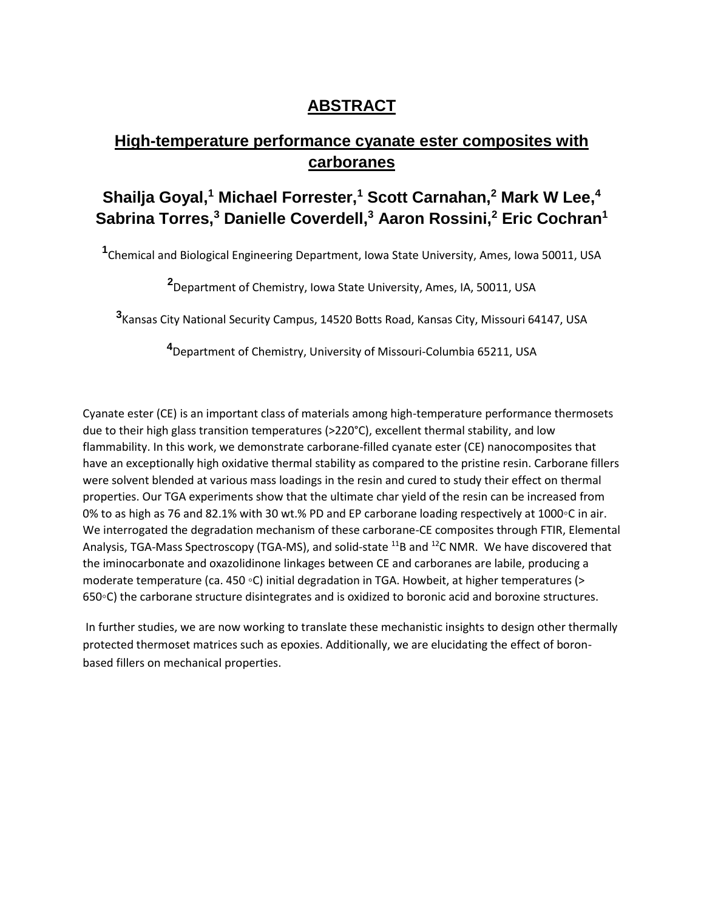# ABSTRACT

## High-temperature performance cyanate ester composites with carboranes

### Shailja Goyal,[1] Michael Forrester,[1] Scott Carnahan,[2] Mark W Lee,[4] Sabrina Torres,[3] Danielle Coverdell,[3] Aaron Rossini,[2] Eric Cochran[1]

[1]Chemical and Biological Engineering Department, Iowa State University, Ames, Iowa 50011, USA

[2]Department of Chemistry, Iowa State University, Ames, IA, 50011, USA

[3]Kansas City National Security Campus, 14520 Botts Road, Kansas City, Missouri 64147, USA

[4]Department of Chemistry, University of Missouri-Columbia 65211, USA

Cyanate ester (CE) is an important class of materials among high-temperature performance thermosets due to their high glass transition temperatures (>220°C), excellent thermal stability, and low flammability. In this work, we demonstrate carborane-filled cyanate ester (CE) nanocomposites that have an exceptionally high oxidative thermal stability as compared to the pristine resin. Carborane fillers were solvent blended at various mass loadings in the resin and cured to study their effect on thermal properties. Our TGA experiments show that the ultimate char yield of the resin can be increased from 0% to as high as 76 and 82.1% with 30 wt.% PD and EP carborane loading respectively at 1000◦C in air. We interrogated the degradation mechanism of these carborane-CE composites through FTIR, Elemental Analysis, TGA-Mass Spectroscopy (TGA-MS), and solid-state $^{11}B$ and $^{12}C$ NMR. We have discovered that the iminocarbonate and oxazolidinone linkages between CE and carboranes are labile, producing a moderate temperature (ca. 450 ◦C) initial degradation in TGA. Howbeit, at higher temperatures (> 650◦C) the carborane structure disintegrates and is oxidized to boronic acid and boroxine structures.

In further studies, we are now working to translate these mechanistic insights to design other thermally protected thermoset matrices such as epoxies. Additionally, we are elucidating the effect of boron-based fillers on mechanical properties.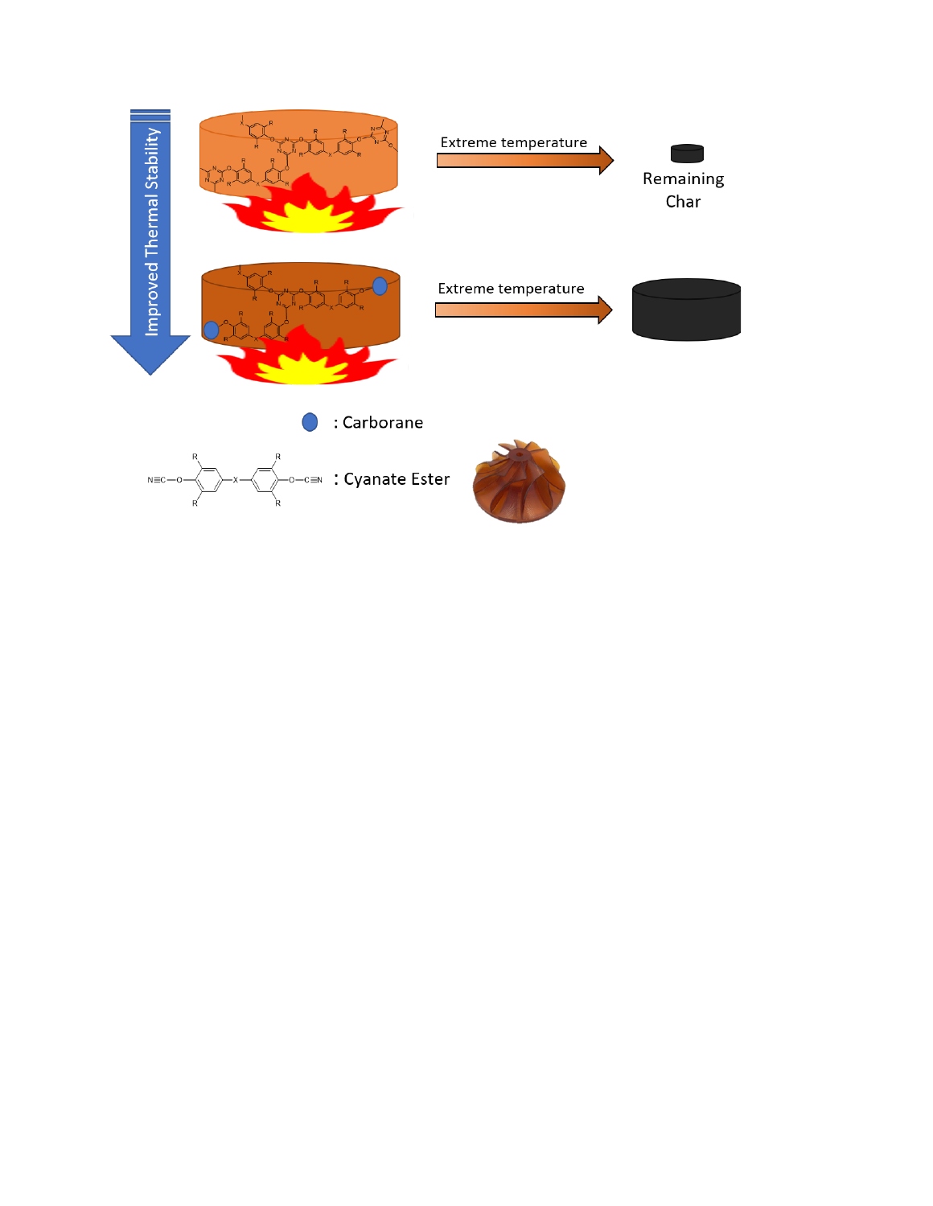Improved Thermal Stability

Extreme temperature

Remaining Char

Extreme temperature

: Carborane

: Cyanate Ester